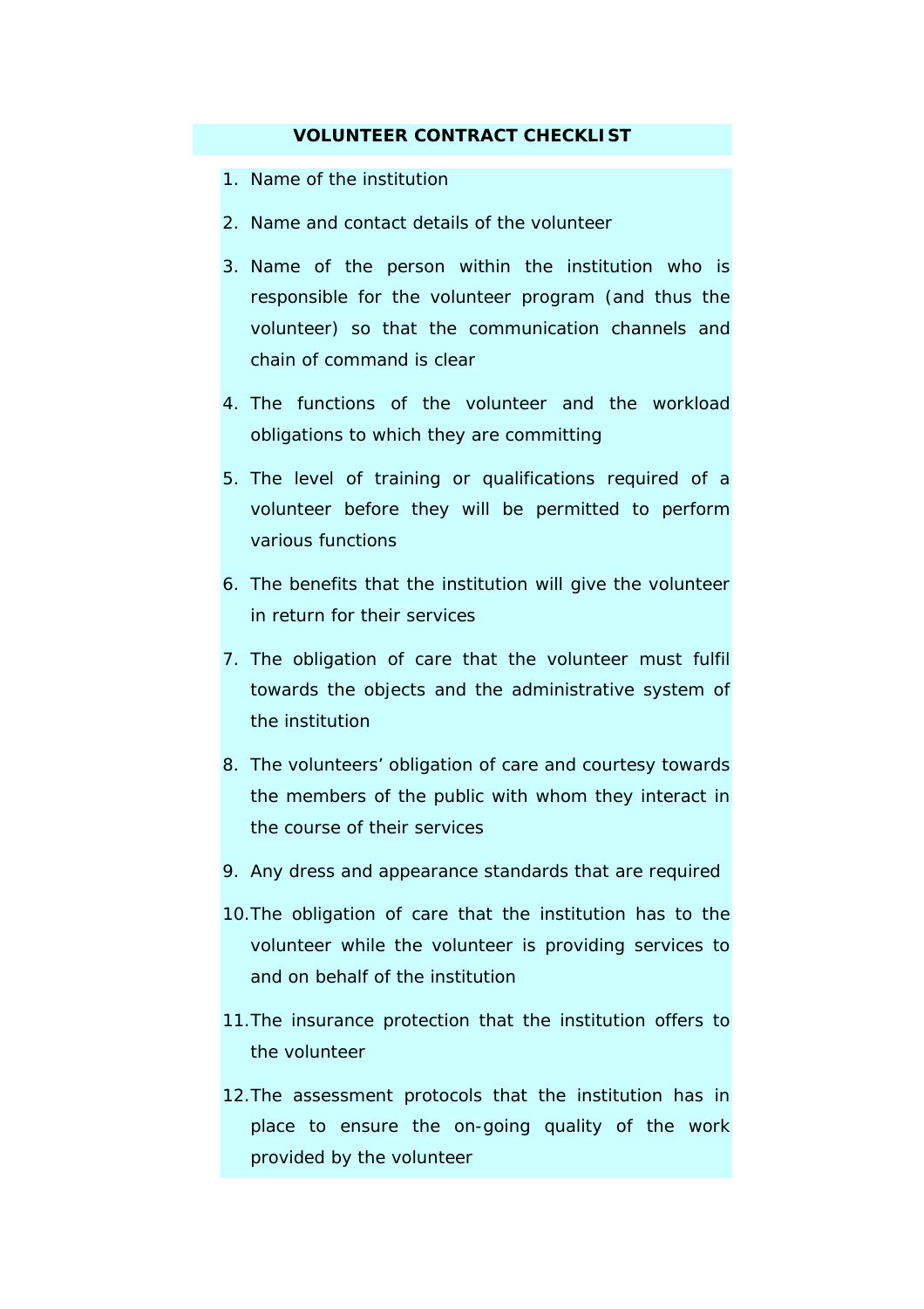# VOLUNTEER CONTRACT CHECKLIST

1. Name of the institution
2. Name and contact details of the volunteer
3. Name of the person within the institution who is responsible for the volunteer program (and thus the volunteer) so that the communication channels and chain of command is clear
4. The functions of the volunteer and the workload obligations to which they are committing
5. The level of training or qualifications required of a volunteer before they will be permitted to perform various functions
6. The benefits that the institution will give the volunteer in return for their services
7. The obligation of care that the volunteer must fulfil towards the objects and the administrative system of the institution
8. The volunteers’ obligation of care and courtesy towards the members of the public with whom they interact in the course of their services
9. Any dress and appearance standards that are required
10. The obligation of care that the institution has to the volunteer while the volunteer is providing services to and on behalf of the institution
11. The insurance protection that the institution offers to the volunteer
12. The assessment protocols that the institution has in place to ensure the on-going quality of the work provided by the volunteer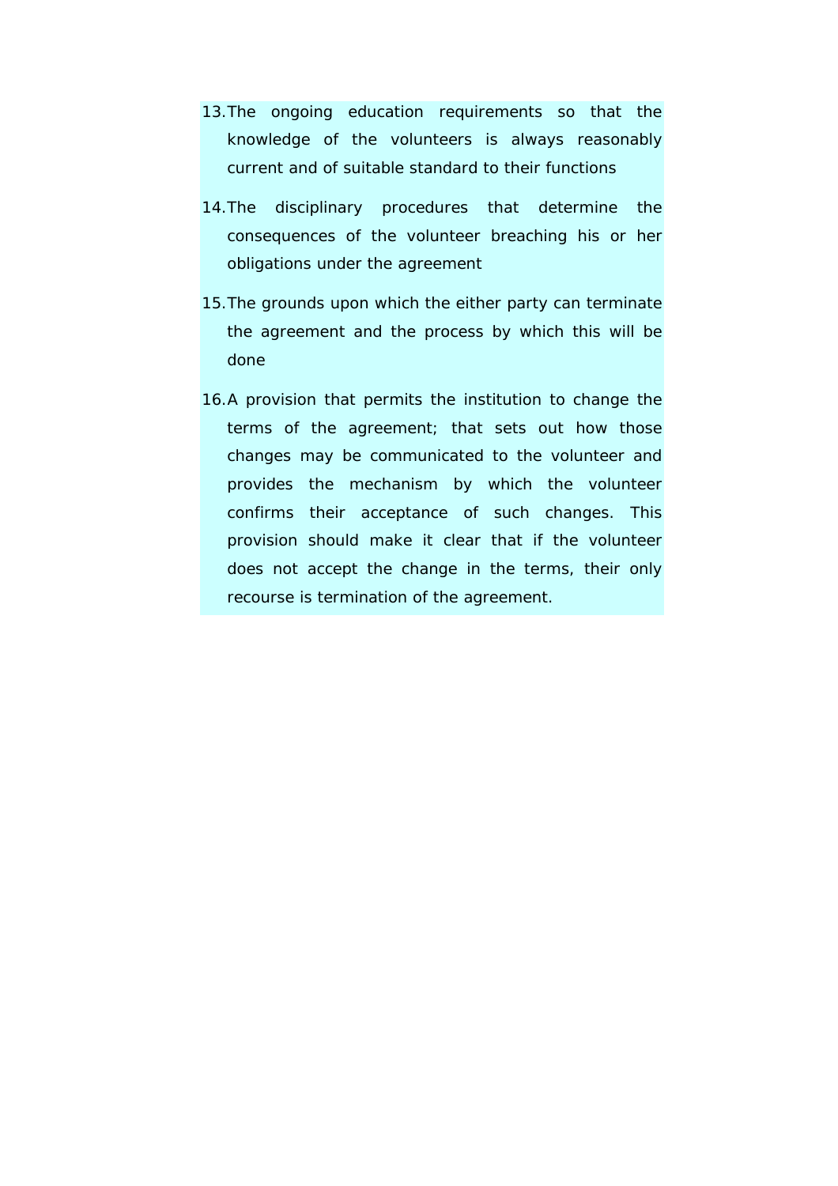13. The ongoing education requirements so that the knowledge of the volunteers is always reasonably current and of suitable standard to their functions

14. The disciplinary procedures that determine the consequences of the volunteer breaching his or her obligations under the agreement

15. The grounds upon which the either party can terminate the agreement and the process by which this will be done

16. A provision that permits the institution to change the terms of the agreement; that sets out how those changes may be communicated to the volunteer and provides the mechanism by which the volunteer confirms their acceptance of such changes. This provision should make it clear that if the volunteer does not accept the change in the terms, their only recourse is termination of the agreement.